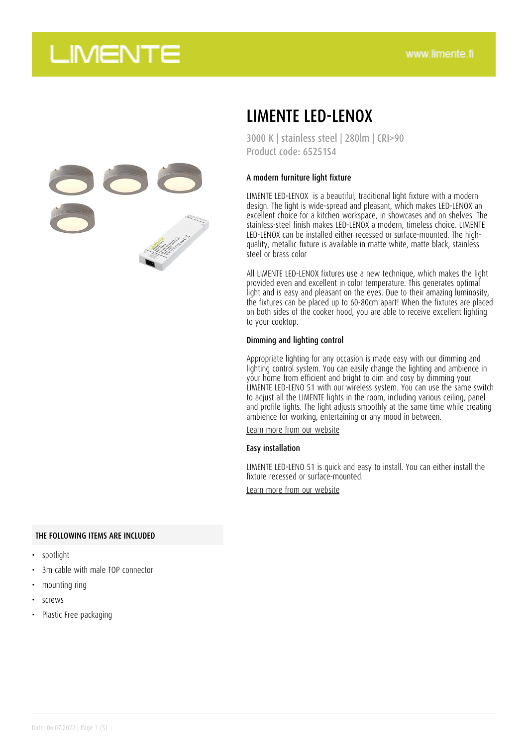# LIMENTE LED-LENOX

3000 K | stainless steel | 280lm | CRI>90
Product code: 65251S4

### A modern furniture light fixture

LIMENTE LED-LENOX is a beautiful, traditional light fixture with a modern design. The light is wide-spread and pleasant, which makes LED-LENOX an excellent choice for a kitchen workspace, in showcases and on shelves. The stainless-steel finish makes LED-LENOX a modern, timeless choice. LIMENTE LED-LENOX can be installed either recessed or surface-mounted. The high-quality, metallic fixture is available in matte white, matte black, stainless steel or brass color

All LIMENTE LED-LENOX fixtures use a new technique, which makes the light provided even and excellent in color temperature. This generates optimal light and is easy and pleasant on the eyes. Due to their amazing luminosity, the fixtures can be placed up to 60-80cm apart! When the fixtures are placed on both sides of the cooker hood, you are able to receive excellent lighting to your cooktop.

### Dimming and lighting control

Appropriate lighting for any occasion is made easy with our dimming and lighting control system. You can easily change the lighting and ambience in your home from efficient and bright to dim and cosy by dimming your LIMENTE LED-LENO 51 with our wireless system. You can use the same switch to adjust all the LIMENTE lights in the room, including various ceiling, panel and profile lights. The light adjusts smoothly at the same time while creating ambience for working, entertaining or any mood in between.

Learn more from our website

### Easy installation

LIMENTE LED-LENO 51 is quick and easy to install. You can either install the fixture recessed or surface-mounted.

Learn more from our website

### THE FOLLOWING ITEMS ARE INCLUDED

- spotlight
- 3m cable with male TOP connector
- mounting ring
- screws
- Plastic Free packaging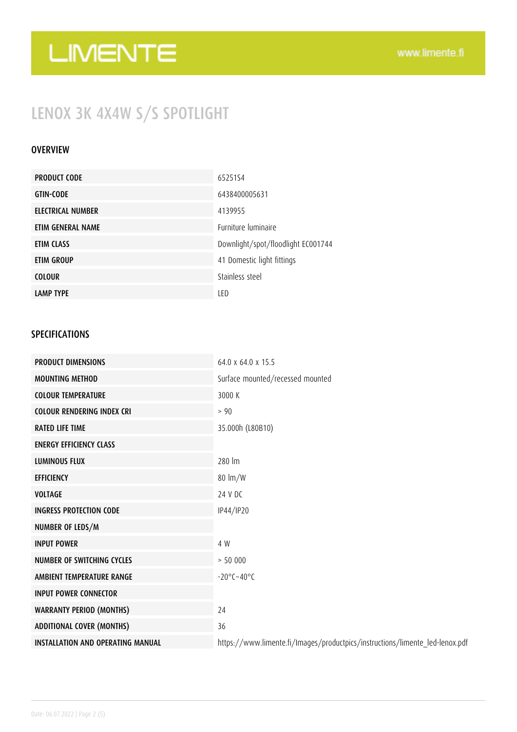# LENOX 3K 4X4W S/S SPOTLIGHT

## OVERVIEW

| | |
|---|---|
| **PRODUCT CODE** | 65251S4 |
| **GTIN-CODE** | 6438400005631 |
| **ELECTRICAL NUMBER** | 4139955 |
| **ETIM GENERAL NAME** | Furniture luminaire |
| **ETIM CLASS** | Downlight/spot/floodlight EC001744 |
| **ETIM GROUP** | 41 Domestic light fittings |
| **COLOUR** | Stainless steel |
| **LAMP TYPE** | LED |

## SPECIFICATIONS

| | |
|---|---|
| **PRODUCT DIMENSIONS** | 64.0 x 64.0 x 15.5 |
| **MOUNTING METHOD** | Surface mounted/recessed mounted |
| **COLOUR TEMPERATURE** | 3000 K |
| **COLOUR RENDERING INDEX CRI** | > 90 |
| **RATED LIFE TIME** | 35.000h (L80B10) |
| **ENERGY EFFICIENCY CLASS** | |
| **LUMINOUS FLUX** | 280 lm |
| **EFFICIENCY** | 80 lm/W |
| **VOLTAGE** | 24 V DC |
| **INGRESS PROTECTION CODE** | IP44/IP20 |
| **NUMBER OF LEDS/M** | |
| **INPUT POWER** | 4 W |
| **NUMBER OF SWITCHING CYCLES** | > 50 000 |
| **AMBIENT TEMPERATURE RANGE** | -20°C~40°C |
| **INPUT POWER CONNECTOR** | |
| **WARRANTY PERIOD (MONTHS)** | 24 |
| **ADDITIONAL COVER (MONTHS)** | 36 |
| **INSTALLATION AND OPERATING MANUAL** | https://www.limente.fi/Images/productpics/instructions/limente_led-lenox.pdf |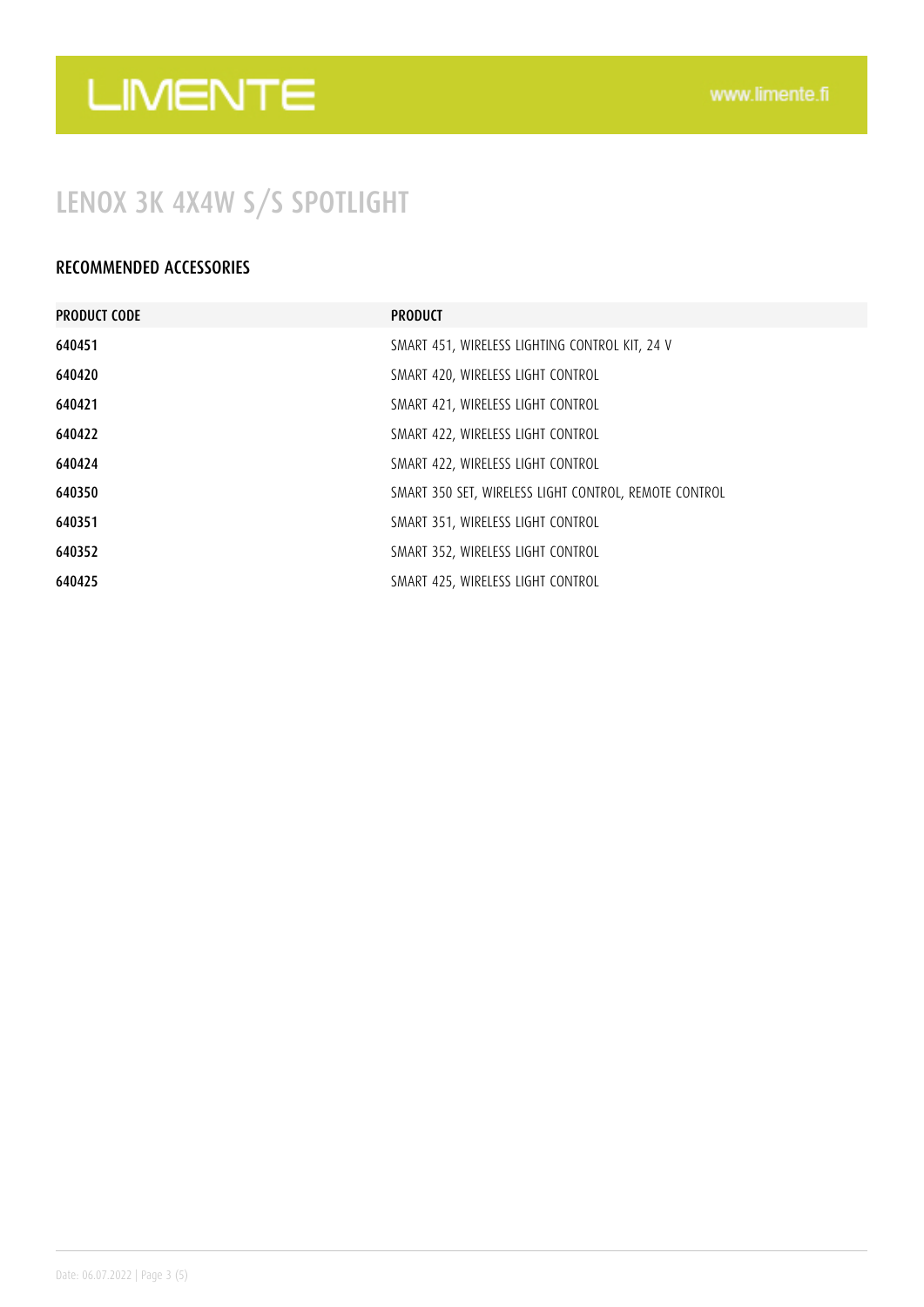# LENOX 3K 4X4W S/S SPOTLIGHT

## RECOMMENDED ACCESSORIES

| PRODUCT CODE | PRODUCT |
|---|---|
| 640451 | SMART 451, WIRELESS LIGHTING CONTROL KIT, 24 V |
| 640420 | SMART 420, WIRELESS LIGHT CONTROL |
| 640421 | SMART 421, WIRELESS LIGHT CONTROL |
| 640422 | SMART 422, WIRELESS LIGHT CONTROL |
| 640424 | SMART 422, WIRELESS LIGHT CONTROL |
| 640350 | SMART 350 SET, WIRELESS LIGHT CONTROL, REMOTE CONTROL |
| 640351 | SMART 351, WIRELESS LIGHT CONTROL |
| 640352 | SMART 352, WIRELESS LIGHT CONTROL |
| 640425 | SMART 425, WIRELESS LIGHT CONTROL |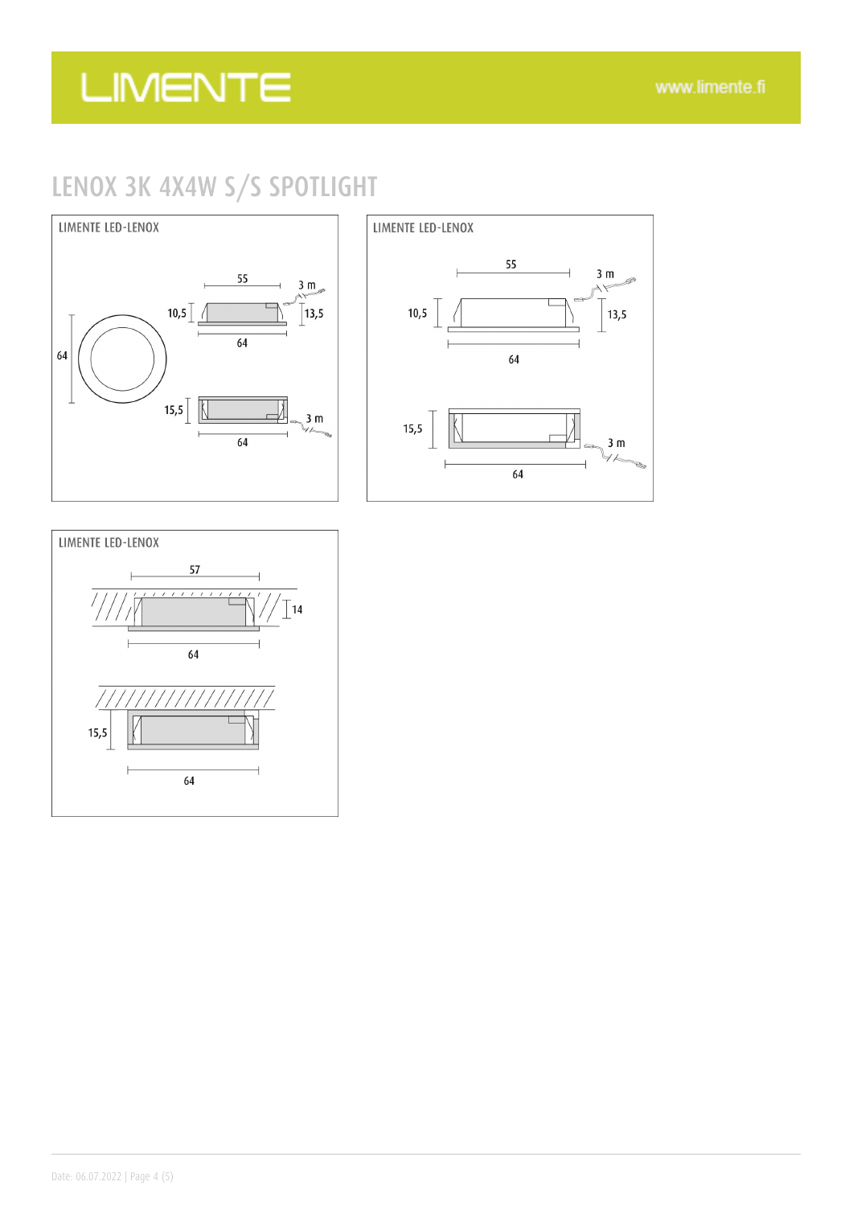# LENOX 3K 4X4W S/S SPOTLIGHT

LIMENTE LED-LENOX

55
3 m
10,5
13,5
64
64
15,5
3 m
64

LIMENTE LED-LENOX

55
3 m
10,5
13,5
64
15,5
3 m
64

LIMENTE LED-LENOX

57
14
64
15,5
64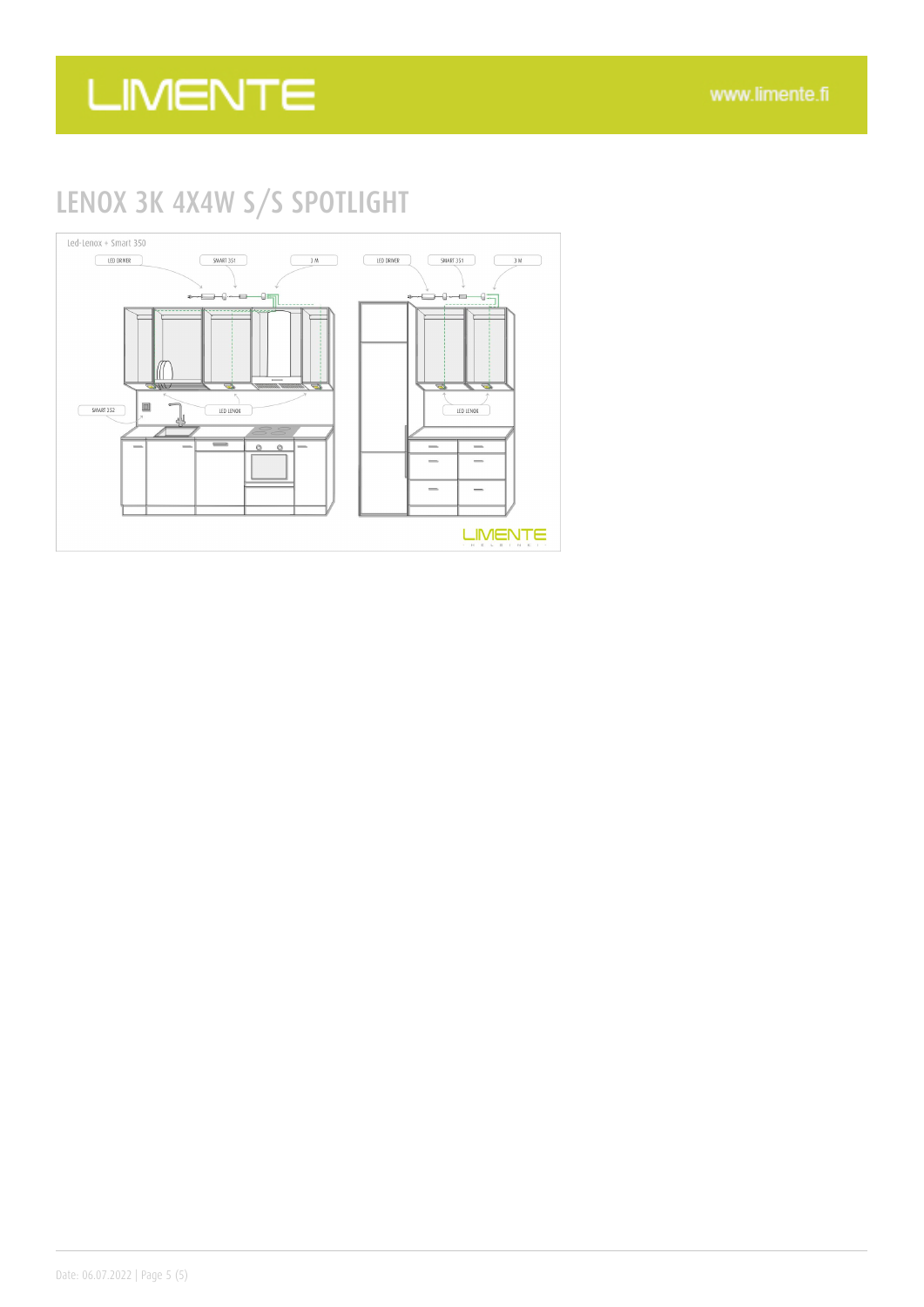# LENOX 3K 4X4W S/S SPOTLIGHT

Led-Lenox + Smart 350

LED DRIVER

SMART 351

3 M

LED DRIVER

SMART 351

3 M

SMART 352

LED LENOX

LED LENOX

LIMENTE

HELSINKI